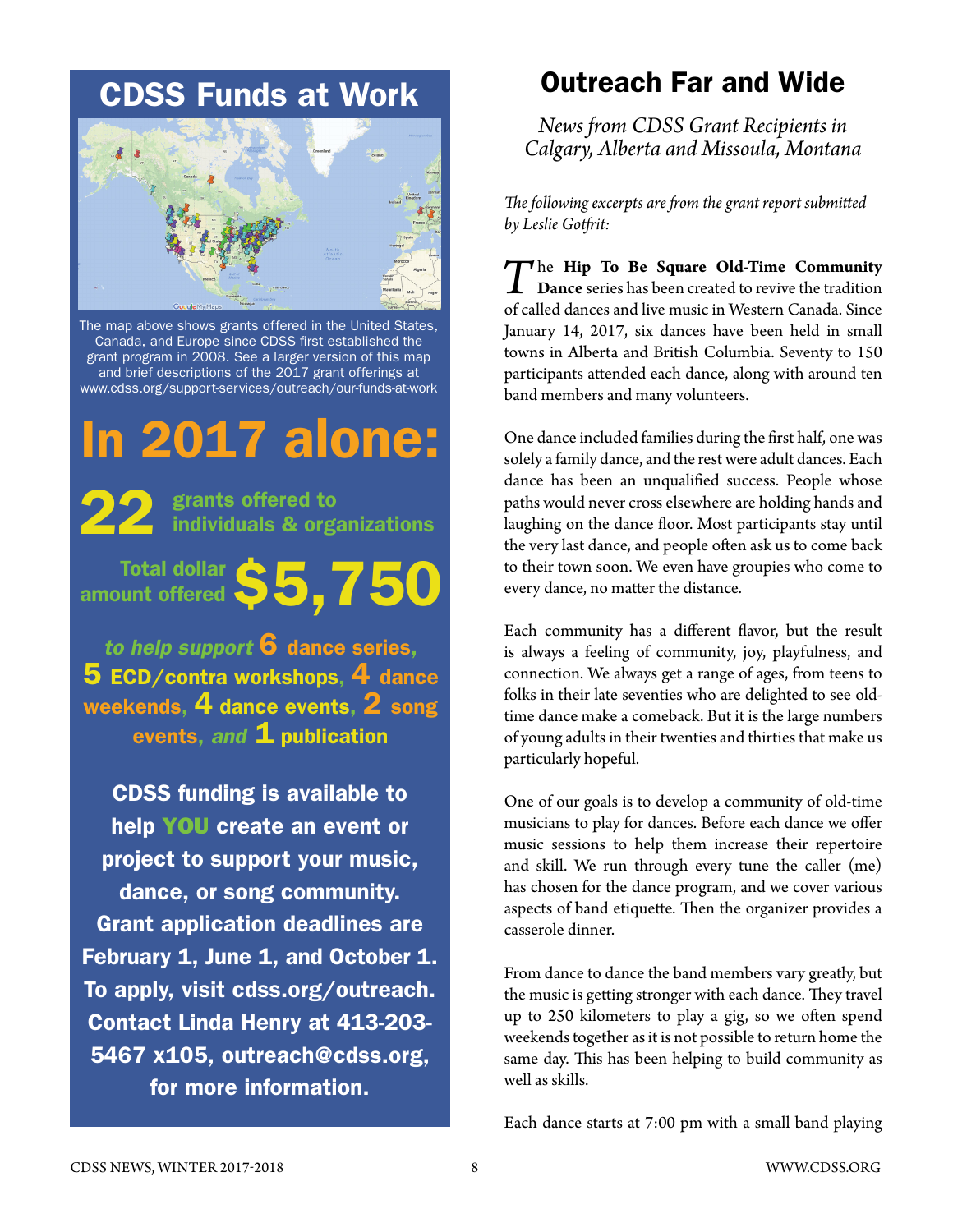## CDSS Funds at Work

The map above shows grants offered in the United States, Canada, and Europe since CDSS first established the grant program in 2008. See a larger version of this map and brief descriptions of the 2017 grant offerings at www.cdss.org/support-services/outreach/our-funds-at-work

# In 2017 alone:

**22** grants offered to individuals & organizations

Total dollar amount offered **$5,750**

*to help support* **6** dance series, **5** ECD/contra workshops, **4** dance weekends, **4** dance events, **2** song events, *and* **1** publication

**CDSS funding is available to help YOU create an event or project to support your music, dance, or song community. Grant application deadlines are February 1, June 1, and October 1. To apply, visit cdss.org/outreach. Contact Linda Henry at 413-203-5467 x105, outreach@cdss.org, for more information.**

# Outreach Far and Wide

*News from CDSS Grant Recipients in Calgary, Alberta and Missoula, Montana*

*The following excerpts are from the grant report submitted by Leslie Gotfrit:*

The **Hip To Be Square Old-Time Community Dance** series has been created to revive the tradition of called dances and live music in Western Canada. Since January 14, 2017, six dances have been held in small towns in Alberta and British Columbia. Seventy to 150 participants attended each dance, along with around ten band members and many volunteers.

One dance included families during the first half, one was solely a family dance, and the rest were adult dances. Each dance has been an unqualified success. People whose paths would never cross elsewhere are holding hands and laughing on the dance floor. Most participants stay until the very last dance, and people often ask us to come back to their town soon. We even have groupies who come to every dance, no matter the distance.

Each community has a different flavor, but the result is always a feeling of community, joy, playfulness, and connection. We always get a range of ages, from teens to folks in their late seventies who are delighted to see old-time dance make a comeback. But it is the large numbers of young adults in their twenties and thirties that make us particularly hopeful.

One of our goals is to develop a community of old-time musicians to play for dances. Before each dance we offer music sessions to help them increase their repertoire and skill. We run through every tune the caller (me) has chosen for the dance program, and we cover various aspects of band etiquette. Then the organizer provides a casserole dinner.

From dance to dance the band members vary greatly, but the music is getting stronger with each dance. They travel up to 250 kilometers to play a gig, so we often spend weekends together as it is not possible to return home the same day. This has been helping to build community as well as skills.

Each dance starts at 7:00 pm with a small band playing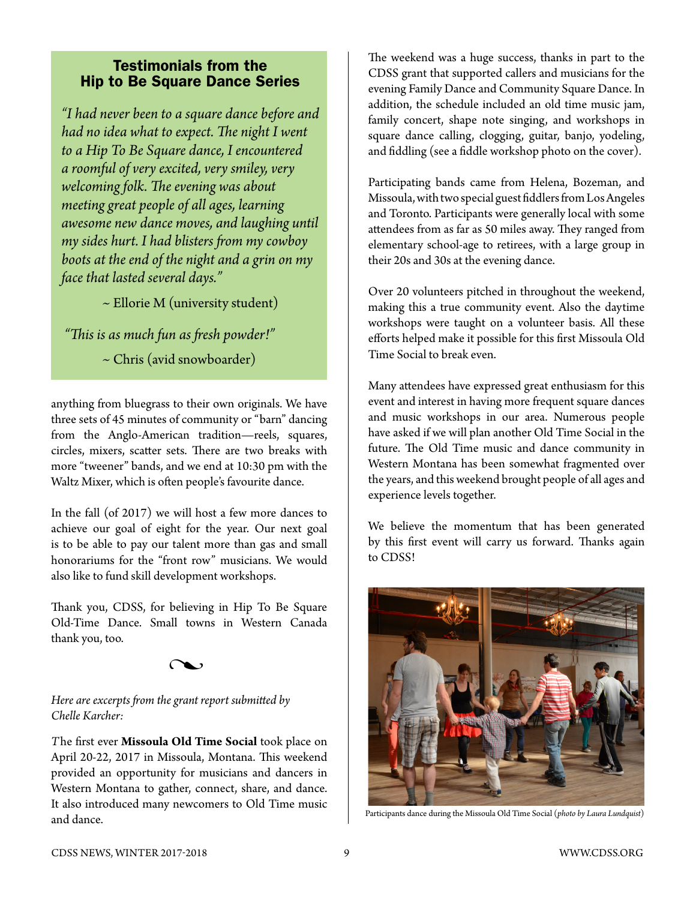## Testimonials from the Hip to Be Square Dance Series

*"I had never been to a square dance before and had no idea what to expect. The night I went to a Hip To Be Square dance, I encountered a roomful of very excited, very smiley, very welcoming folk. The evening was about meeting great people of all ages, learning awesome new dance moves, and laughing until my sides hurt. I had blisters from my cowboy boots at the end of the night and a grin on my face that lasted several days."*

~ Ellorie M (university student)

*"This is as much fun as fresh powder!"*

~ Chris (avid snowboarder)

anything from bluegrass to their own originals. We have three sets of 45 minutes of community or "barn" dancing from the Anglo-American tradition—reels, squares, circles, mixers, scatter sets. There are two breaks with more "tweener" bands, and we end at 10:30 pm with the Waltz Mixer, which is often people's favourite dance.

In the fall (of 2017) we will host a few more dances to achieve our goal of eight for the year. Our next goal is to be able to pay our talent more than gas and small honorariums for the "front row" musicians. We would also like to fund skill development workshops.

Thank you, CDSS, for believing in Hip To Be Square Old-Time Dance. Small towns in Western Canada thank you, too.

*Here are excerpts from the grant report submitted by Chelle Karcher:*

The first ever **Missoula Old Time Social** took place on April 20-22, 2017 in Missoula, Montana. This weekend provided an opportunity for musicians and dancers in Western Montana to gather, connect, share, and dance. It also introduced many newcomers to Old Time music and dance.

The weekend was a huge success, thanks in part to the CDSS grant that supported callers and musicians for the evening Family Dance and Community Square Dance. In addition, the schedule included an old time music jam, family concert, shape note singing, and workshops in square dance calling, clogging, guitar, banjo, yodeling, and fiddling (see a fiddle workshop photo on the cover).

Participating bands came from Helena, Bozeman, and Missoula, with two special guest fiddlers from Los Angeles and Toronto. Participants were generally local with some attendees from as far as 50 miles away. They ranged from elementary school-age to retirees, with a large group in their 20s and 30s at the evening dance.

Over 20 volunteers pitched in throughout the weekend, making this a true community event. Also the daytime workshops were taught on a volunteer basis. All these efforts helped make it possible for this first Missoula Old Time Social to break even.

Many attendees have expressed great enthusiasm for this event and interest in having more frequent square dances and music workshops in our area. Numerous people have asked if we will plan another Old Time Social in the future. The Old Time music and dance community in Western Montana has been somewhat fragmented over the years, and this weekend brought people of all ages and experience levels together.

We believe the momentum that has been generated by this first event will carry us forward. Thanks again to CDSS!

Participants dance during the Missoula Old Time Social (*photo by Laura Lundquist*)